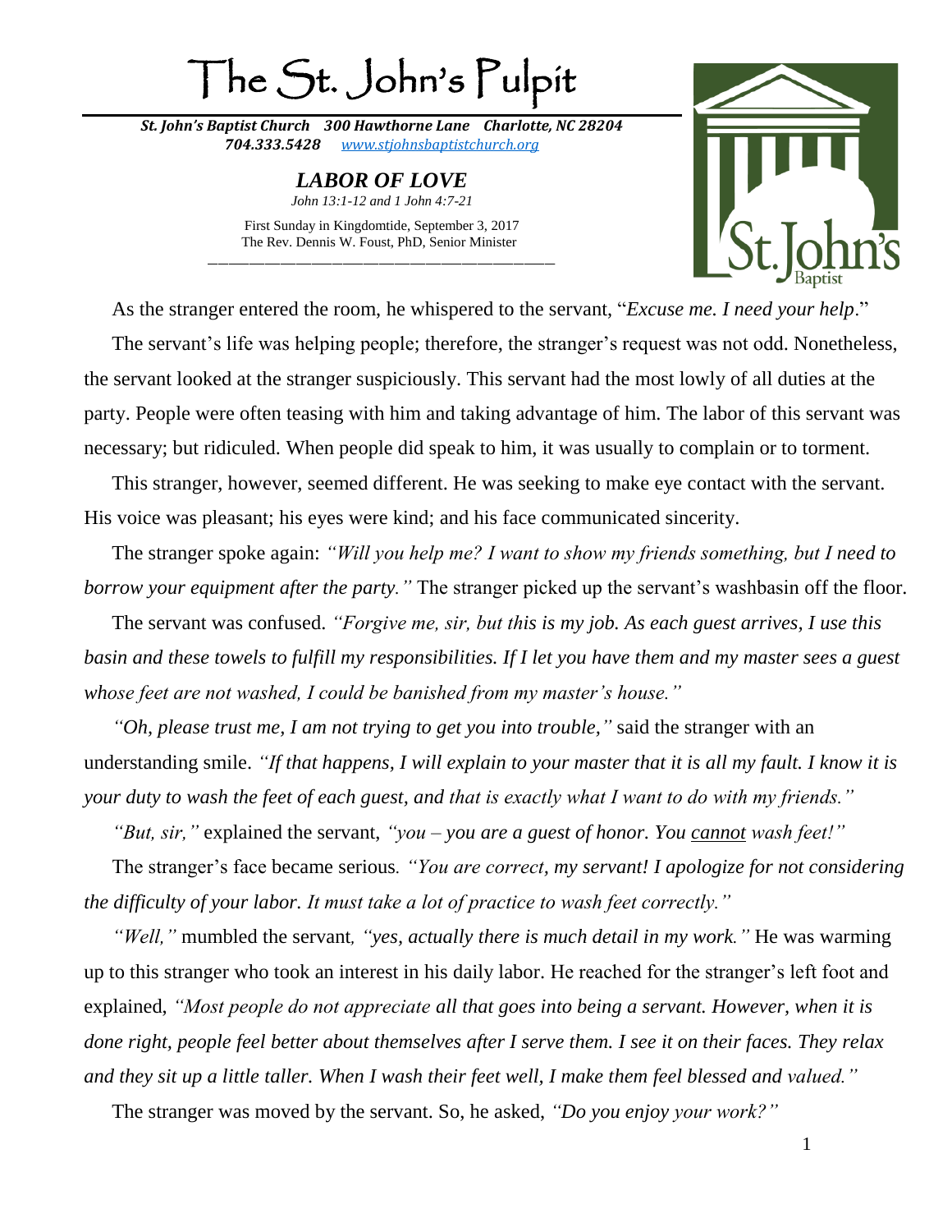# The St. John's Pulpit

***St. John's Baptist Church 300 Hawthorne Lane Charlotte, NC 28204***
***704.333.5428 [www.stjohnsbaptistchurch.org](http://www.stjohnsbaptistchurch.org)***

## *LABOR OF LOVE*

*John 13:1-12 and 1 John 4:7-21*

First Sunday in Kingdomtide, September 3, 2017
The Rev. Dennis W. Foust, PhD, Senior Minister

---

As the stranger entered the room, he whispered to the servant, "*Excuse me. I need your help*."

The servant's life was helping people; therefore, the stranger's request was not odd. Nonetheless, the servant looked at the stranger suspiciously. This servant had the most lowly of all duties at the party. People were often teasing with him and taking advantage of him. The labor of this servant was necessary; but ridiculed. When people did speak to him, it was usually to complain or to torment.

This stranger, however, seemed different. He was seeking to make eye contact with the servant. His voice was pleasant; his eyes were kind; and his face communicated sincerity.

The stranger spoke again: *"Will you help me? I want to show my friends something, but I need to borrow your equipment after the party."* The stranger picked up the servant's washbasin off the floor.

The servant was confused. *"Forgive me, sir, but this is my job. As each guest arrives, I use this basin and these towels to fulfill my responsibilities. If I let you have them and my master sees a guest whose feet are not washed, I could be banished from my master's house."*

*"Oh, please trust me, I am not trying to get you into trouble,"* said the stranger with an understanding smile. *"If that happens, I will explain to your master that it is all my fault. I know it is your duty to wash the feet of each guest, and that is exactly what I want to do with my friends."*

*"But, sir,"* explained the servant, *"you – you are a guest of honor. You <u>cannot</u> wash feet!"*

The stranger's face became serious*. "You are correct, my servant! I apologize for not considering the difficulty of your labor. It must take a lot of practice to wash feet correctly."*

*"Well,"* mumbled the servant*, "yes, actually there is much detail in my work."* He was warming up to this stranger who took an interest in his daily labor. He reached for the stranger's left foot and explained, *"Most people do not appreciate all that goes into being a servant. However, when it is done right, people feel better about themselves after I serve them. I see it on their faces. They relax and they sit up a little taller. When I wash their feet well, I make them feel blessed and valued."*

The stranger was moved by the servant. So, he asked, *"Do you enjoy your work?"*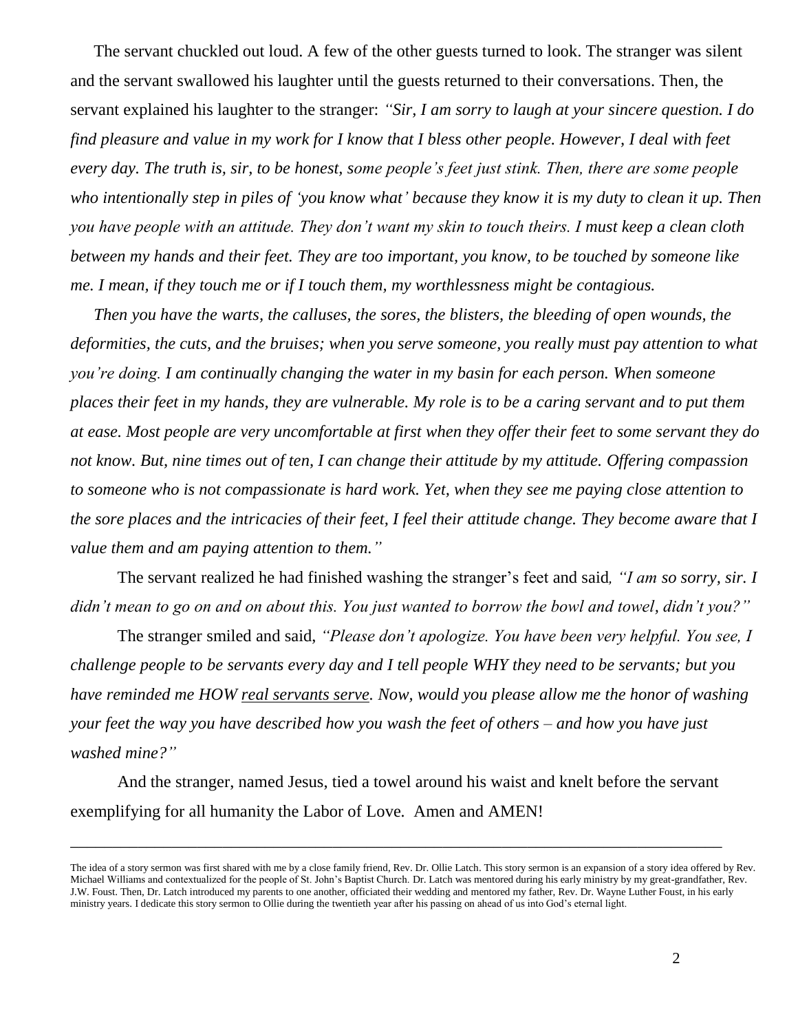The servant chuckled out loud. A few of the other guests turned to look. The stranger was silent and the servant swallowed his laughter until the guests returned to their conversations. Then, the servant explained his laughter to the stranger: *"Sir, I am sorry to laugh at your sincere question. I do find pleasure and value in my work for I know that I bless other people. However, I deal with feet every day. The truth is, sir, to be honest, some people's feet just stink. Then, there are some people who intentionally step in piles of 'you know what' because they know it is my duty to clean it up. Then you have people with an attitude. They don't want my skin to touch theirs. I must keep a clean cloth between my hands and their feet. They are too important, you know, to be touched by someone like me. I mean, if they touch me or if I touch them, my worthlessness might be contagious.*

*Then you have the warts, the calluses, the sores, the blisters, the bleeding of open wounds, the deformities, the cuts, and the bruises; when you serve someone, you really must pay attention to what you're doing. I am continually changing the water in my basin for each person. When someone places their feet in my hands, they are vulnerable. My role is to be a caring servant and to put them at ease. Most people are very uncomfortable at first when they offer their feet to some servant they do not know. But, nine times out of ten, I can change their attitude by my attitude. Offering compassion to someone who is not compassionate is hard work. Yet, when they see me paying close attention to the sore places and the intricacies of their feet, I feel their attitude change. They become aware that I value them and am paying attention to them."*

The servant realized he had finished washing the stranger's feet and said*, "I am so sorry, sir. I didn't mean to go on and on about this. You just wanted to borrow the bowl and towel, didn't you?"*

The stranger smiled and said, *"Please don't apologize. You have been very helpful. You see, I challenge people to be servants every day and I tell people WHY they need to be servants; but you have reminded me HOW <u>real servants serve</u>. Now, would you please allow me the honor of washing your feet the way you have described how you wash the feet of others – and how you have just washed mine?"*

And the stranger, named Jesus, tied a towel around his waist and knelt before the servant exemplifying for all humanity the Labor of Love. Amen and AMEN!

---

The idea of a story sermon was first shared with me by a close family friend, Rev. Dr. Ollie Latch. This story sermon is an expansion of a story idea offered by Rev. Michael Williams and contextualized for the people of St. John's Baptist Church. Dr. Latch was mentored during his early ministry by my great-grandfather, Rev. J.W. Foust. Then, Dr. Latch introduced my parents to one another, officiated their wedding and mentored my father, Rev. Dr. Wayne Luther Foust, in his early ministry years. I dedicate this story sermon to Ollie during the twentieth year after his passing on ahead of us into God's eternal light.